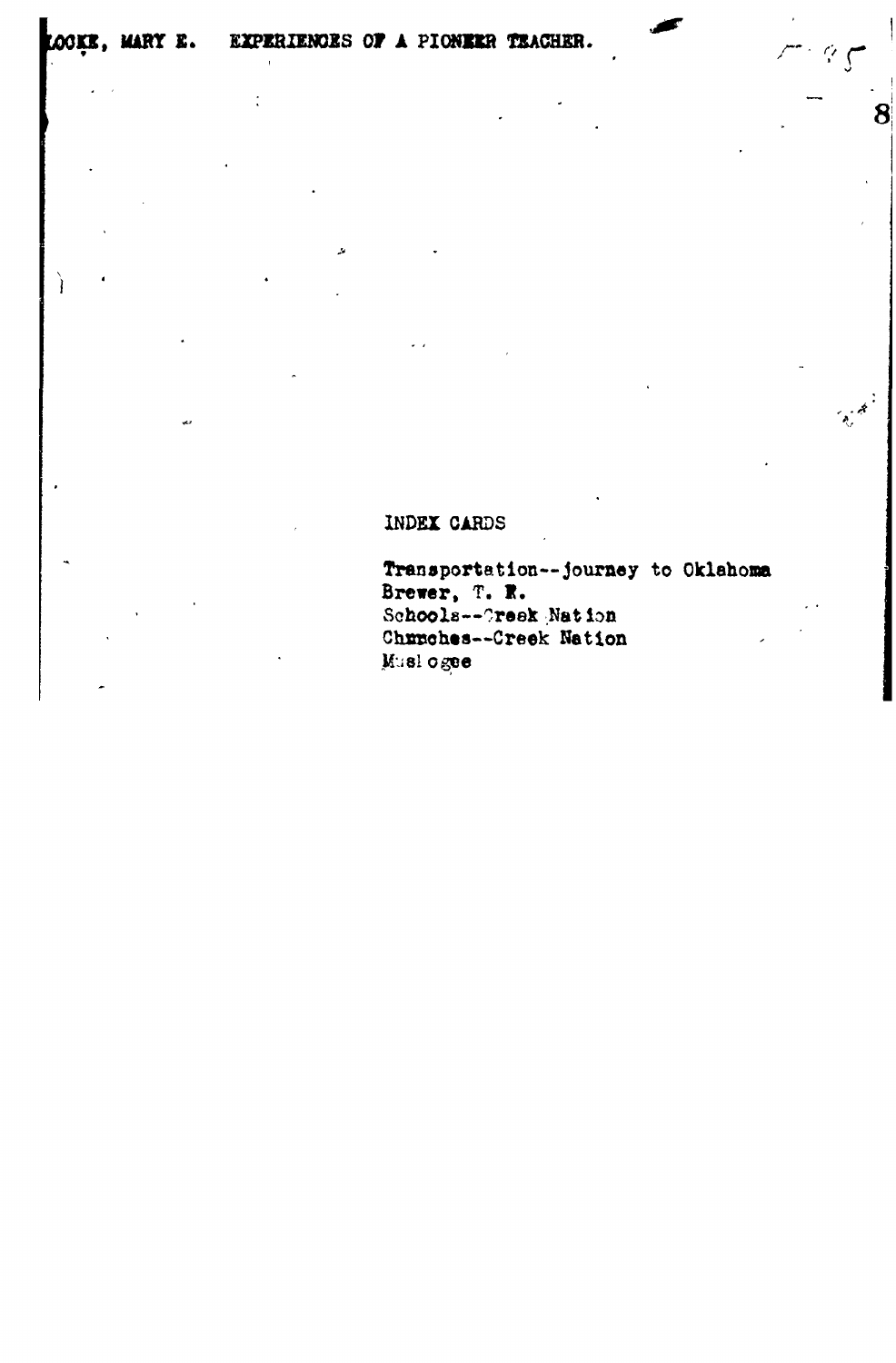LOCKE, MARY E. EXPERIENCES OF A PIONEER TEACHER.

INDEX CARDS

Transportation--journey to Oklahoma
Brewer, T. R.
Schools--Creek Nation
Churches--Creek Nation
Muskogee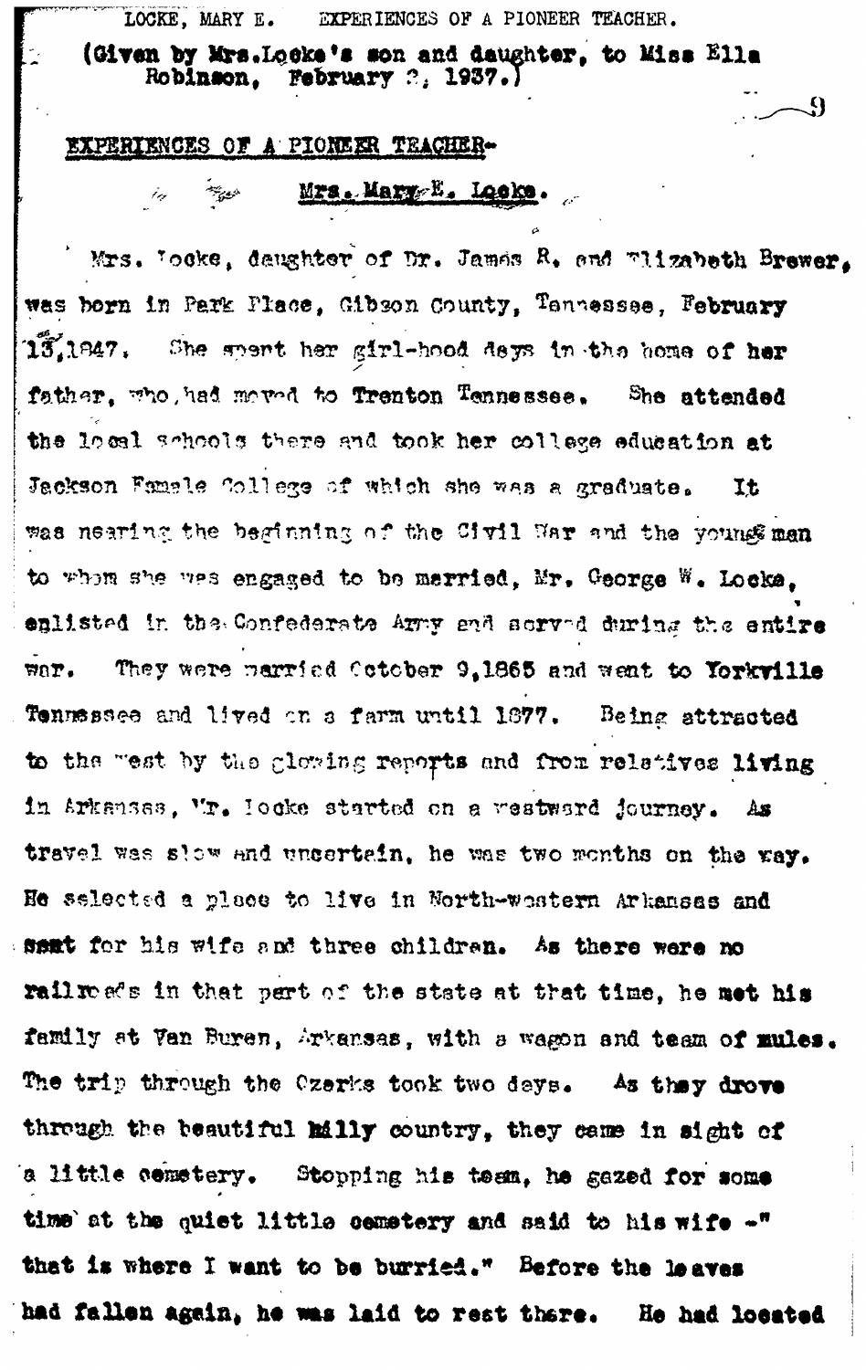LOCKE, MARY E. EXPERIENCES OF A PIONEER TEACHER.

(Given by Mrs. Locke's son and daughter, to Miss Ella Robinson, February 2, 1937.)

## EXPERIENCES OF A PIONEER TEACHER-

### Mrs. Mary E. Locke.

Mrs. Locke, daughter of Dr. James R. and Elizabeth Brewer, was born in Park Place, Gibson County, Tennessee, February 13, 1847. She spent her girl-hood days in the home of her father, who had moved to Trenton Tennessee. She attended the local schools there and took her college education at Jackson Female College of which she was a graduate. It was nearing the beginning of the Civil War and the young man to whom she was engaged to be married, Mr. George W. Locke, enlisted in the Confederate Army and served during the entire war. They were married October 9, 1865 and went to Yorkville Tennessee and lived on a farm until 1877. Being attracted to the west by the glowing reports and from relatives living in Arkansas, Mr. Locke started on a westward journey. As travel was slow and uncertain, he was two months on the way. He selected a place to live in North-western Arkansas and sent for his wife and three children. As there were no railroads in that part of the state at that time, he met his family at Van Buren, Arkansas, with a wagon and team of mules. The trip through the Ozarks took two days. As they drove through the beautiful hilly country, they came in sight of a little cemetery. Stopping his team, he gazed for some time at the quiet little cemetery and said to his wife -" that is where I want to be burried." Before the leaves had fallen again, he was laid to rest there. He had located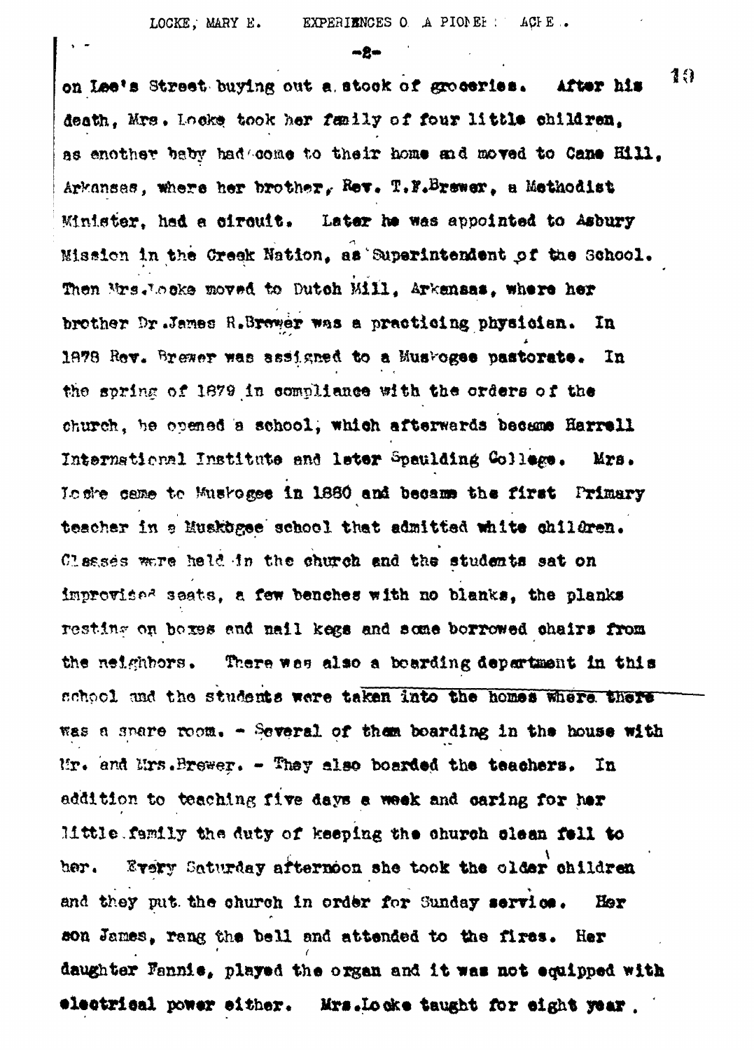on Lee's Street buying out a stock of groceries. After his death, Mrs. Locke took her family of four little children, as another baby had come to their home and moved to Cane Hill, Arkansas, where her brother, Rev. T.F.Brewer, a Methodist Minister, had a circuit. Later he was appointed to Asbury Mission in the Creek Nation, as Superintendent of the School. Then Mrs.Locke moved to Dutch Mill, Arkansas, where her brother Dr.James R.Brewer was a practicing physician. In 1878 Rev. Brewer was assigned to a Muskogee pastorate. In the spring of 1879 in compliance with the orders of the church, he opened a school, which afterwards became Harrell International Institute and later Spaulding College. Mrs. Locke came to Muskogee in 1880 and became the first Primary teacher in a Muskogee school that admitted white children. Classes were held in the church and the students sat on improvised seats, a few benches with no blanks, the planks resting on boxes and nail kegs and some borrowed chairs from the neighbors. There was also a boarding department in this school and the students were taken into the homes where there was a spare room. - Several of them boarding in the house with Mr. and Mrs.Brewer. - They also boarded the teachers. In addition to teaching five days a week and caring for her little family the duty of keeping the church clean fell to her. Every Saturday afternoon she took the older children and they put the church in order for Sunday service. Her son James, rang the bell and attended to the fires. Her daughter Fannie, played the organ and it was not equipped with electrical power either. Mrs.Locke taught for eight year.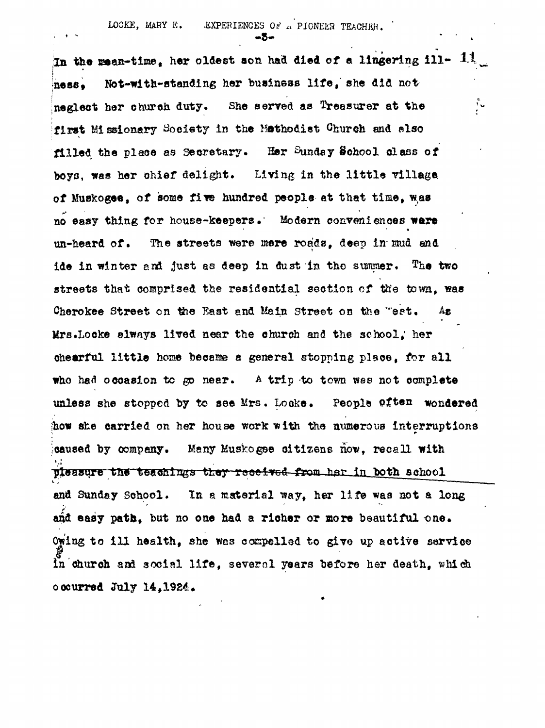In the mean-time, her oldest son had died of a lingering illness. Not-with-standing her business life, she did not neglect her church duty. She served as Treasurer at the first Missionary Society in the Methodist Church and also filled the place as Secretary. Her Sunday School class of boys, was her chief delight. Living in the little village of Muskogee, of some five hundred people at that time, was no easy thing for house-keepers. Modern conveniences were un-heard of. The streets were mere roads, deep in mud and ide in winter and just as deep in dust in the summer. The two streets that comprised the residential section of the town, was Cherokee Street on the East and Main Street on the West. As Mrs.Locke always lived near the church and the school, her chearful little home became a general stopping place, for all who had occasion to go near. A trip to town was not complete unless she stopped by to see Mrs. Locke. People often wondered how she carried on her house work with the numerous interruptions caused by company. Many Muskogee citizens now, recall with pleasure the teachings they received from her in both school and Sunday School. In a material way, her life was not a long and easy path, but no one had a richer or more beautiful one. Owing to ill health, she was compelled to give up active service in church and social life, several years before her death, which occurred July 14,1924.